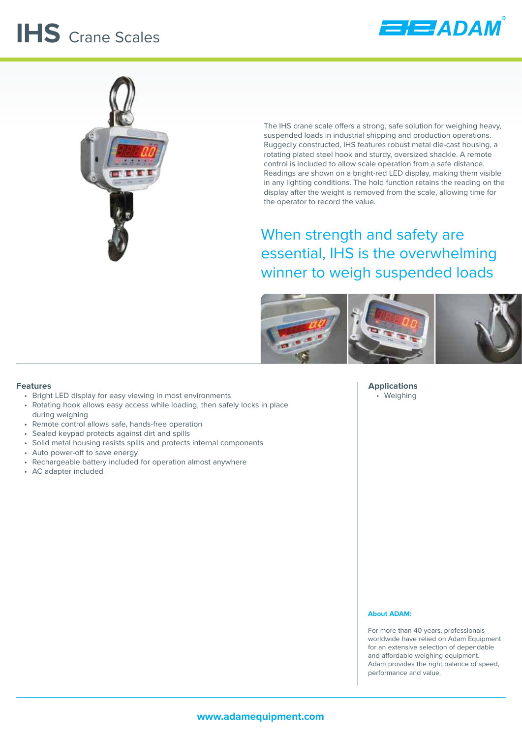# IHS Crane Scales

The IHS crane scale offers a strong, safe solution for weighing heavy, suspended loads in industrial shipping and production operations. Ruggedly constructed, IHS features robust metal die-cast housing, a rotating plated steel hook and sturdy, oversized shackle. A remote control is included to allow scale operation from a safe distance. Readings are shown on a bright-red LED display, making them visible in any lighting conditions. The hold function retains the reading on the display after the weight is removed from the scale, allowing time for the operator to record the value.

## When strength and safety are essential, IHS is the overwhelming winner to weigh suspended loads

### Features

- Bright LED display for easy viewing in most environments
- Rotating hook allows easy access while loading, then safely locks in place during weighing
- Remote control allows safe, hands-free operation
- Sealed keypad protects against dirt and spills
- Solid metal housing resists spills and protects internal components
- Auto power-off to save energy
- Rechargeable battery included for operation almost anywhere
- AC adapter included

### Applications

- Weighing

**About ADAM:**

For more than 40 years, professionals worldwide have relied on Adam Equipment for an extensive selection of dependable and affordable weighing equipment. Adam provides the right balance of speed, performance and value.

www.adamequipment.com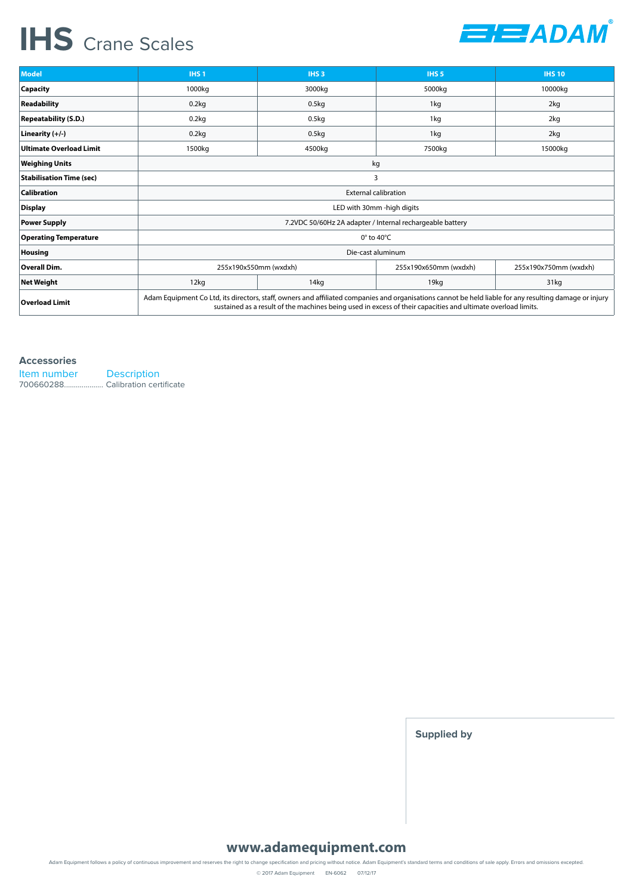# IHS Crane Scales

| Model | IHS 1 | IHS 3 | IHS 5 | IHS 10 |
|---|---|---|---|---|
| **Capacity** | 1000kg | 3000kg | 5000kg | 10000kg |
| **Readability** | 0.2kg | 0.5kg | 1kg | 2kg |
| **Repeatability (S.D.)** | 0.2kg | 0.5kg | 1kg | 2kg |
| **Linearity (+/-)** | 0.2kg | 0.5kg | 1kg | 2kg |
| **Ultimate Overload Limit** | 1500kg | 4500kg | 7500kg | 15000kg |
| **Weighing Units** | kg | | | |
| **Stabilisation Time (sec)** | 3 | | | |
| **Calibration** | External calibration | | | |
| **Display** | LED with 30mm -high digits | | | |
| **Power Supply** | 7.2VDC 50/60Hz 2A adapter / Internal rechargeable battery | | | |
| **Operating Temperature** | 0° to 40°C | | | |
| **Housing** | Die-cast aluminum | | | |
| **Overall Dim.** | 255x190x550mm (wxdxh) | | 255x190x650mm (wxdxh) | 255x190x750mm (wxdxh) |
| **Net Weight** | 12kg | 14kg | 19kg | 31kg |
| **Overload Limit** | Adam Equipment Co Ltd, its directors, staff, owners and affiliated companies and organisations cannot be held liable for any resulting damage or injury sustained as a result of the machines being used in excess of their capacities and ultimate overload limits. | | | |

## Accessories

| Item number | Description |
|---|---|
| 700660288 | Calibration certificate |

**Supplied by**

**www.adamequipment.com**

Adam Equipment follows a policy of continuous improvement and reserves the right to change specification and pricing without notice. Adam Equipment's standard terms and conditions of sale apply. Errors and omissions excepted.

© 2017 Adam Equipment EN-6062 07/12/17